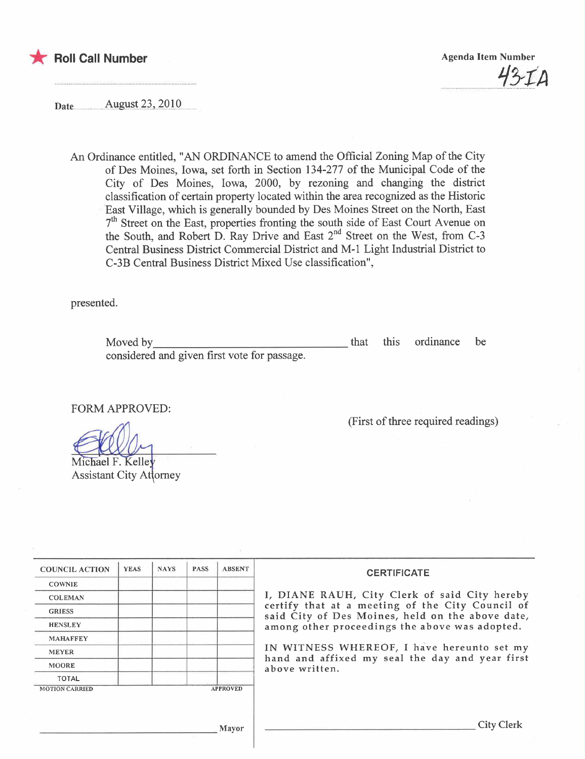★ **Roll Call Number**

**Agenda Item Number**

43-IA

Date August 23, 2010

An Ordinance entitled, "AN ORDINANCE to amend the Official Zoning Map of the City of Des Moines, Iowa, set forth in Section 134-277 of the Municipal Code of the City of Des Moines, Iowa, 2000, by rezoning and changing the district classification of certain property located within the area recognized as the Historic East Village, which is generally bounded by Des Moines Street on the North, East 7th Street on the East, properties fronting the south side of East Court Avenue on the South, and Robert D. Ray Drive and East 2nd Street on the West, from C-3 Central Business District Commercial District and M-1 Light Industrial District to C-3B Central Business District Mixed Use classification",

presented.

Moved by ________________________________ that this ordinance be considered and given first vote for passage.

FORM APPROVED:

Michael F. Kelley
Assistant City Attorney

(First of three required readings)

| COUNCIL ACTION | YEAS | NAYS | PASS | ABSENT |
|---|---|---|---|---|
| COWNIE | | | | |
| COLEMAN | | | | |
| GRIESS | | | | |
| HENSLEY | | | | |
| MAHAFFEY | | | | |
| MEYER | | | | |
| MOORE | | | | |
| TOTAL | | | | |

MOTION CARRIED APPROVED

________________________________ Mayor

**CERTIFICATE**

I, DIANE RAUH, City Clerk of said City hereby certify that at a meeting of the City Council of said City of Des Moines, held on the above date, among other proceedings the above was adopted.

IN WITNESS WHEREOF, I have hereunto set my hand and affixed my seal the day and year first above written.

________________________________ City Clerk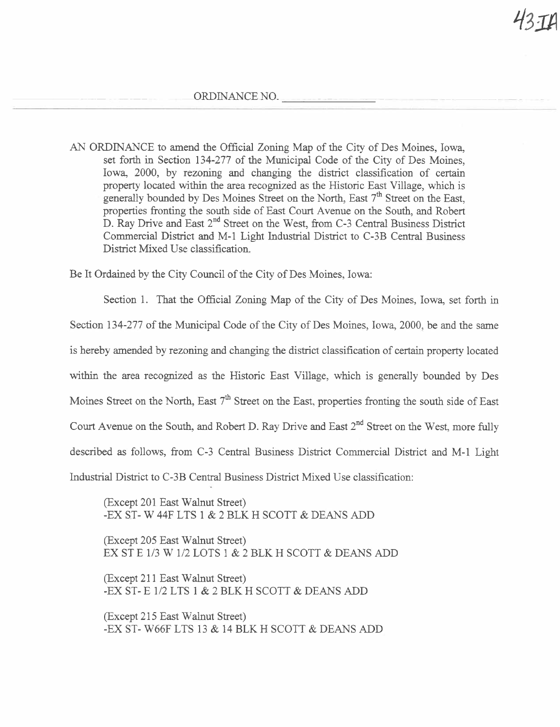43-IA

ORDINANCE NO. ______________

AN ORDINANCE to amend the Official Zoning Map of the City of Des Moines, Iowa, set forth in Section 134-277 of the Municipal Code of the City of Des Moines, Iowa, 2000, by rezoning and changing the district classification of certain property located within the area recognized as the Historic East Village, which is generally bounded by Des Moines Street on the North, East 7th Street on the East, properties fronting the south side of East Court Avenue on the South, and Robert D. Ray Drive and East 2nd Street on the West, from C-3 Central Business District Commercial District and M-1 Light Industrial District to C-3B Central Business District Mixed Use classification.

Be It Ordained by the City Council of the City of Des Moines, Iowa:

Section 1. That the Official Zoning Map of the City of Des Moines, Iowa, set forth in Section 134-277 of the Municipal Code of the City of Des Moines, Iowa, 2000, be and the same is hereby amended by rezoning and changing the district classification of certain property located within the area recognized as the Historic East Village, which is generally bounded by Des Moines Street on the North, East 7th Street on the East, properties fronting the south side of East Court Avenue on the South, and Robert D. Ray Drive and East 2nd Street on the West, more fully described as follows, from C-3 Central Business District Commercial District and M-1 Light Industrial District to C-3B Central Business District Mixed Use classification:

(Except 201 East Walnut Street)
-EX ST- W 44F LTS 1 & 2 BLK H SCOTT & DEANS ADD

(Except 205 East Walnut Street)
EX ST E 1/3 W 1/2 LOTS 1 & 2 BLK H SCOTT & DEANS ADD

(Except 211 East Walnut Street)
-EX ST- E 1/2 LTS 1 & 2 BLK H SCOTT & DEANS ADD

(Except 215 East Walnut Street)
-EX ST- W66F LTS 13 & 14 BLK H SCOTT & DEANS ADD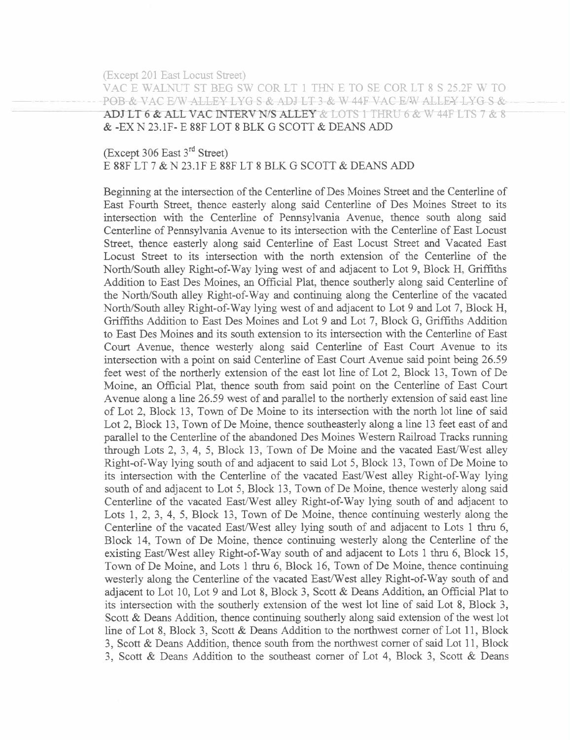(Except 201 East Locust Street)
VAC E WALNUT ST BEG SW COR LT 1 THN E TO SE COR LT 8 S 25.2F W TO POB & VAC E/W ALLEY LYG S & ADJ LT 3 & W 44F VAC E/W ALLEY LYG S & ADJ LT 6 & ALL VAC INTERV N/S ALLEY & LOTS 1 THRU 6 & W 44F LTS 7 & 8 & -EX N 23.1F- E 88F LOT 8 BLK G SCOTT & DEANS ADD

(Except 306 East 3rd Street)
E 88F LT 7 & N 23.1F E 88F LT 8 BLK G SCOTT & DEANS ADD

Beginning at the intersection of the Centerline of Des Moines Street and the Centerline of East Fourth Street, thence easterly along said Centerline of Des Moines Street to its intersection with the Centerline of Pennsylvania Avenue, thence south along said Centerline of Pennsylvania Avenue to its intersection with the Centerline of East Locust Street, thence easterly along said Centerline of East Locust Street and Vacated East Locust Street to its intersection with the north extension of the Centerline of the North/South alley Right-of-Way lying west of and adjacent to Lot 9, Block H, Griffiths Addition to East Des Moines, an Official Plat, thence southerly along said Centerline of the North/South alley Right-of-Way and continuing along the Centerline of the vacated North/South alley Right-of-Way lying west of and adjacent to Lot 9 and Lot 7, Block H, Griffiths Addition to East Des Moines and Lot 9 and Lot 7, Block G, Griffiths Addition to East Des Moines and its south extension to its intersection with the Centerline of East Court Avenue, thence westerly along said Centerline of East Court Avenue to its intersection with a point on said Centerline of East Court Avenue said point being 26.59 feet west of the northerly extension of the east lot line of Lot 2, Block 13, Town of De Moine, an Official Plat, thence south from said point on the Centerline of East Court Avenue along a line 26.59 west of and parallel to the northerly extension of said east line of Lot 2, Block 13, Town of De Moine to its intersection with the north lot line of said Lot 2, Block 13, Town of De Moine, thence southeasterly along a line 13 feet east of and parallel to the Centerline of the abandoned Des Moines Western Railroad Tracks running through Lots 2, 3, 4, 5, Block 13, Town of De Moine and the vacated East/West alley Right-of-Way lying south of and adjacent to said Lot 5, Block 13, Town of De Moine to its intersection with the Centerline of the vacated East/West alley Right-of-Way lying south of and adjacent to Lot 5, Block 13, Town of De Moine, thence westerly along said Centerline of the vacated East/West alley Right-of-Way lying south of and adjacent to Lots 1, 2, 3, 4, 5, Block 13, Town of De Moine, thence continuing westerly along the Centerline of the vacated East/West alley lying south of and adjacent to Lots 1 thru 6, Block 14, Town of De Moine, thence continuing westerly along the Centerline of the existing East/West alley Right-of-Way south of and adjacent to Lots 1 thru 6, Block 15, Town of De Moine, and Lots 1 thru 6, Block 16, Town of De Moine, thence continuing westerly along the Centerline of the vacated East/West alley Right-of-Way south of and adjacent to Lot 10, Lot 9 and Lot 8, Block 3, Scott & Deans Addition, an Official Plat to its intersection with the southerly extension of the west lot line of said Lot 8, Block 3, Scott & Deans Addition, thence continuing southerly along said extension of the west lot line of Lot 8, Block 3, Scott & Deans Addition to the northwest corner of Lot 11, Block 3, Scott & Deans Addition, thence south from the northwest corner of said Lot 11, Block 3, Scott & Deans Addition to the southeast corner of Lot 4, Block 3, Scott & Deans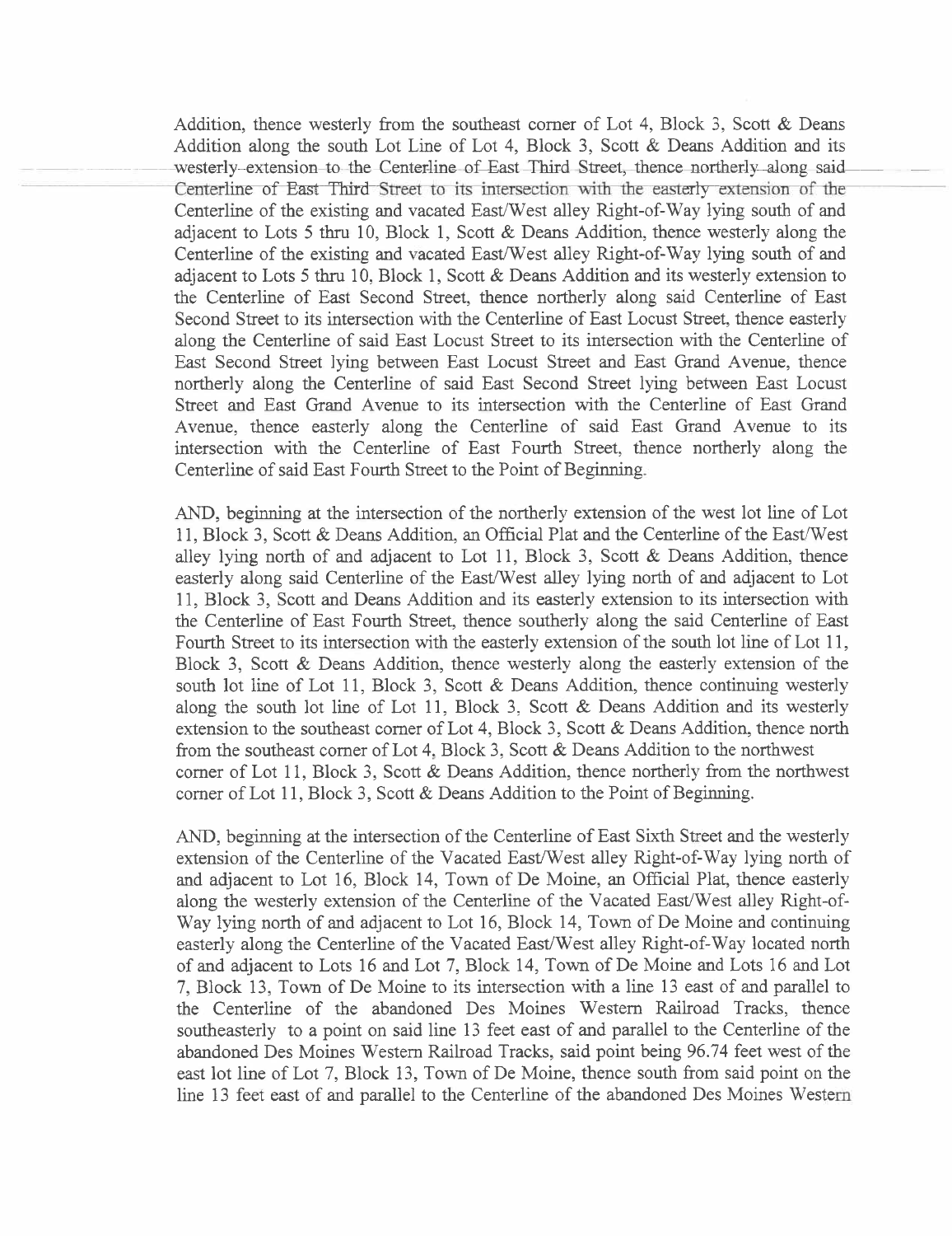Addition, thence westerly from the southeast corner of Lot 4, Block 3, Scott & Deans Addition along the south Lot Line of Lot 4, Block 3, Scott & Deans Addition and its westerly extension to the Centerline of East Third Street, thence northerly along said Centerline of East Third Street to its intersection with the easterly extension of the Centerline of the existing and vacated East/West alley Right-of-Way lying south of and adjacent to Lots 5 thru 10, Block 1, Scott & Deans Addition, thence westerly along the Centerline of the existing and vacated East/West alley Right-of-Way lying south of and adjacent to Lots 5 thru 10, Block 1, Scott & Deans Addition and its westerly extension to the Centerline of East Second Street, thence northerly along said Centerline of East Second Street to its intersection with the Centerline of East Locust Street, thence easterly along the Centerline of said East Locust Street to its intersection with the Centerline of East Second Street lying between East Locust Street and East Grand Avenue, thence northerly along the Centerline of said East Second Street lying between East Locust Street and East Grand Avenue to its intersection with the Centerline of East Grand Avenue, thence easterly along the Centerline of said East Grand Avenue to its intersection with the Centerline of East Fourth Street, thence northerly along the Centerline of said East Fourth Street to the Point of Beginning.

AND, beginning at the intersection of the northerly extension of the west lot line of Lot 11, Block 3, Scott & Deans Addition, an Official Plat and the Centerline of the East/West alley lying north of and adjacent to Lot 11, Block 3, Scott & Deans Addition, thence easterly along said Centerline of the East/West alley lying north of and adjacent to Lot 11, Block 3, Scott and Deans Addition and its easterly extension to its intersection with the Centerline of East Fourth Street, thence southerly along the said Centerline of East Fourth Street to its intersection with the easterly extension of the south lot line of Lot 11, Block 3, Scott & Deans Addition, thence westerly along the easterly extension of the south lot line of Lot 11, Block 3, Scott & Deans Addition, thence continuing westerly along the south lot line of Lot 11, Block 3, Scott & Deans Addition and its westerly extension to the southeast corner of Lot 4, Block 3, Scott & Deans Addition, thence north from the southeast corner of Lot 4, Block 3, Scott & Deans Addition to the northwest corner of Lot 11, Block 3, Scott & Deans Addition, thence northerly from the northwest corner of Lot 11, Block 3, Scott & Deans Addition to the Point of Beginning.

AND, beginning at the intersection of the Centerline of East Sixth Street and the westerly extension of the Centerline of the Vacated East/West alley Right-of-Way lying north of and adjacent to Lot 16, Block 14, Town of De Moine, an Official Plat, thence easterly along the westerly extension of the Centerline of the Vacated East/West alley Right-of-Way lying north of and adjacent to Lot 16, Block 14, Town of De Moine and continuing easterly along the Centerline of the Vacated East/West alley Right-of-Way located north of and adjacent to Lots 16 and Lot 7, Block 14, Town of De Moine and Lots 16 and Lot 7, Block 13, Town of De Moine to its intersection with a line 13 east of and parallel to the Centerline of the abandoned Des Moines Western Railroad Tracks, thence southeasterly to a point on said line 13 feet east of and parallel to the Centerline of the abandoned Des Moines Western Railroad Tracks, said point being 96.74 feet west of the east lot line of Lot 7, Block 13, Town of De Moine, thence south from said point on the line 13 feet east of and parallel to the Centerline of the abandoned Des Moines Western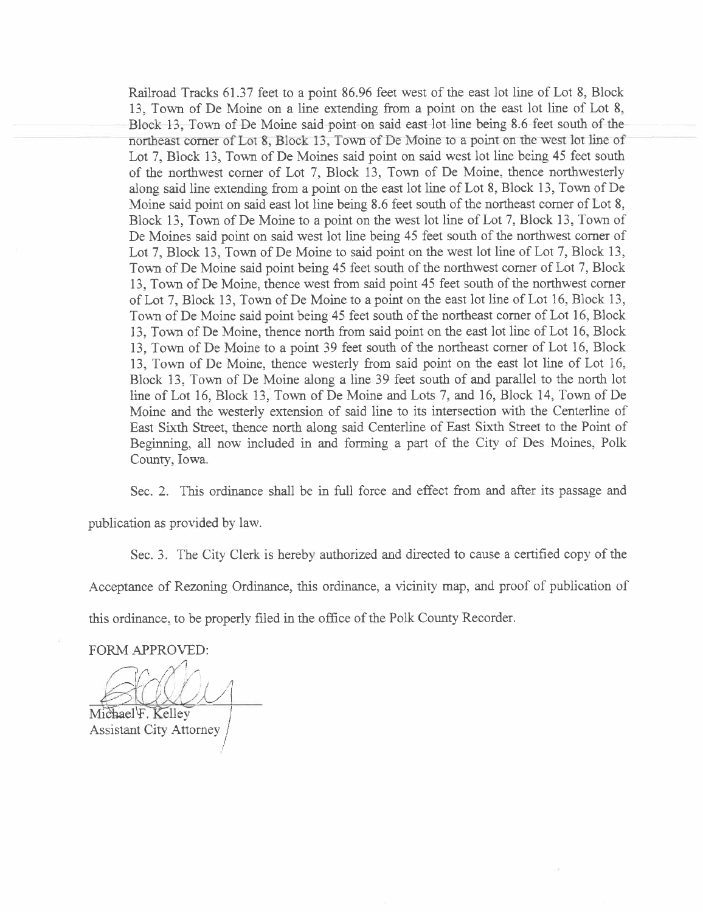Railroad Tracks 61.37 feet to a point 86.96 feet west of the east lot line of Lot 8, Block 13, Town of De Moine on a line extending from a point on the east lot line of Lot 8, Block 13, Town of De Moine said point on said east lot line being 8.6 feet south of the northeast corner of Lot 8, Block 13, Town of De Moine to a point on the west lot line of Lot 7, Block 13, Town of De Moines said point on said west lot line being 45 feet south of the northwest corner of Lot 7, Block 13, Town of De Moine, thence northwesterly along said line extending from a point on the east lot line of Lot 8, Block 13, Town of De Moine said point on said east lot line being 8.6 feet south of the northeast corner of Lot 8, Block 13, Town of De Moine to a point on the west lot line of Lot 7, Block 13, Town of De Moines said point on said west lot line being 45 feet south of the northwest corner of Lot 7, Block 13, Town of De Moine to said point on the west lot line of Lot 7, Block 13, Town of De Moine said point being 45 feet south of the northwest corner of Lot 7, Block 13, Town of De Moine, thence west from said point 45 feet south of the northwest corner of Lot 7, Block 13, Town of De Moine to a point on the east lot line of Lot 16, Block 13, Town of De Moine said point being 45 feet south of the northeast corner of Lot 16, Block 13, Town of De Moine, thence north from said point on the east lot line of Lot 16, Block 13, Town of De Moine to a point 39 feet south of the northeast corner of Lot 16, Block 13, Town of De Moine, thence westerly from said point on the east lot line of Lot 16, Block 13, Town of De Moine along a line 39 feet south of and parallel to the north lot line of Lot 16, Block 13, Town of De Moine and Lots 7, and 16, Block 14, Town of De Moine and the westerly extension of said line to its intersection with the Centerline of East Sixth Street, thence north along said Centerline of East Sixth Street to the Point of Beginning, all now included in and forming a part of the City of Des Moines, Polk County, Iowa.

Sec. 2. This ordinance shall be in full force and effect from and after its passage and publication as provided by law.

Sec. 3. The City Clerk is hereby authorized and directed to cause a certified copy of the Acceptance of Rezoning Ordinance, this ordinance, a vicinity map, and proof of publication of this ordinance, to be properly filed in the office of the Polk County Recorder.

FORM APPROVED:

Michael F. Kelley
Assistant City Attorney